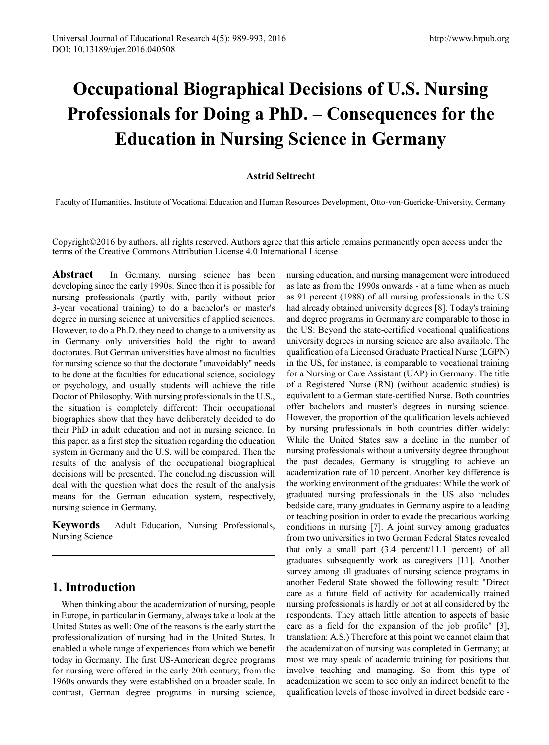# Occupational Biographical Decisions of U.S. Nursing Professionals for Doing a PhD. – Consequences for the Education in Nursing Science in Germany

**Astrid Seltrecht**

Faculty of Humanities, Institute of Vocational Education and Human Resources Development, Otto-von-Guericke-University, Germany

Copyright©2016 by authors, all rights reserved. Authors agree that this article remains permanently open access under the terms of the Creative Commons Attribution License 4.0 International License

**Abstract** In Germany, nursing science has been developing since the early 1990s. Since then it is possible for nursing professionals (partly with, partly without prior 3-year vocational training) to do a bachelor's or master's degree in nursing science at universities of applied sciences. However, to do a Ph.D. they need to change to a university as in Germany only universities hold the right to award doctorates. But German universities have almost no faculties for nursing science so that the doctorate "unavoidably" needs to be done at the faculties for educational science, sociology or psychology, and usually students will achieve the title Doctor of Philosophy. With nursing professionals in the U.S., the situation is completely different: Their occupational biographies show that they have deliberately decided to do their PhD in adult education and not in nursing science. In this paper, as a first step the situation regarding the education system in Germany and the U.S. will be compared. Then the results of the analysis of the occupational biographical decisions will be presented. The concluding discussion will deal with the question what does the result of the analysis means for the German education system, respectively, nursing science in Germany.

**Keywords** Adult Education, Nursing Professionals, Nursing Science

## 1. Introduction

When thinking about the academization of nursing, people in Europe, in particular in Germany, always take a look at the United States as well: One of the reasons is the early start the professionalization of nursing had in the United States. It enabled a whole range of experiences from which we benefit today in Germany. The first US-American degree programs for nursing were offered in the early 20th century; from the 1960s onwards they were established on a broader scale. In contrast, German degree programs in nursing science, nursing education, and nursing management were introduced as late as from the 1990s onwards - at a time when as much as 91 percent (1988) of all nursing professionals in the US had already obtained university degrees [8]. Today's training and degree programs in Germany are comparable to those in the US: Beyond the state-certified vocational qualifications university degrees in nursing science are also available. The qualification of a Licensed Graduate Practical Nurse (LGPN) in the US, for instance, is comparable to vocational training for a Nursing or Care Assistant (UAP) in Germany. The title of a Registered Nurse (RN) (without academic studies) is equivalent to a German state-certified Nurse. Both countries offer bachelors and master's degrees in nursing science. However, the proportion of the qualification levels achieved by nursing professionals in both countries differ widely: While the United States saw a decline in the number of nursing professionals without a university degree throughout the past decades, Germany is struggling to achieve an academization rate of 10 percent. Another key difference is the working environment of the graduates: While the work of graduated nursing professionals in the US also includes bedside care, many graduates in Germany aspire to a leading or teaching position in order to evade the precarious working conditions in nursing [7]. A joint survey among graduates from two universities in two German Federal States revealed that only a small part (3.4 percent/11.1 percent) of all graduates subsequently work as caregivers [11]. Another survey among all graduates of nursing science programs in another Federal State showed the following result: "Direct care as a future field of activity for academically trained nursing professionals is hardly or not at all considered by the respondents. They attach little attention to aspects of basic care as a field for the expansion of the job profile" [3], translation: A.S.) Therefore at this point we cannot claim that the academization of nursing was completed in Germany; at most we may speak of academic training for positions that involve teaching and managing. So from this type of academization we seem to see only an indirect benefit to the qualification levels of those involved in direct bedside care -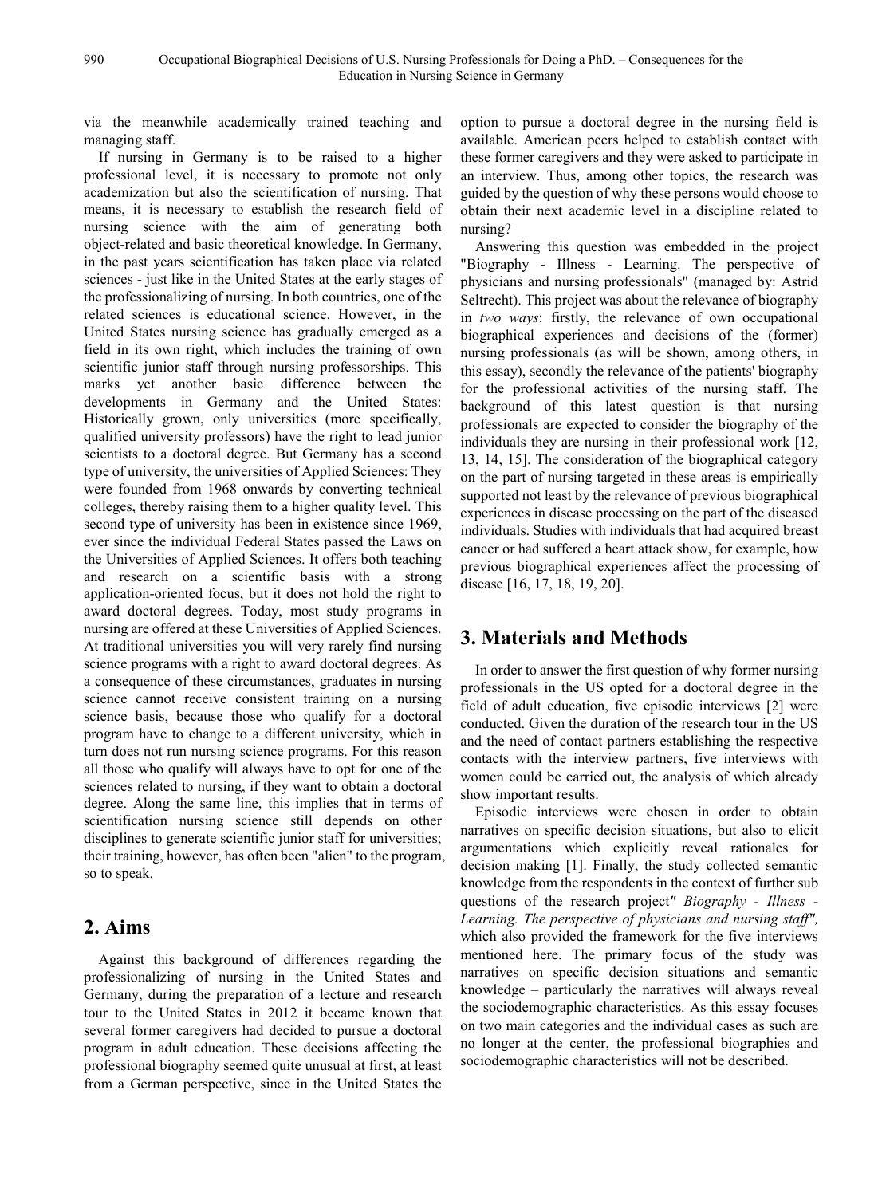via the meanwhile academically trained teaching and managing staff.

If nursing in Germany is to be raised to a higher professional level, it is necessary to promote not only academization but also the scientification of nursing. That means, it is necessary to establish the research field of nursing science with the aim of generating both object-related and basic theoretical knowledge. In Germany, in the past years scientification has taken place via related sciences - just like in the United States at the early stages of the professionalizing of nursing. In both countries, one of the related sciences is educational science. However, in the United States nursing science has gradually emerged as a field in its own right, which includes the training of own scientific junior staff through nursing professorships. This marks yet another basic difference between the developments in Germany and the United States: Historically grown, only universities (more specifically, qualified university professors) have the right to lead junior scientists to a doctoral degree. But Germany has a second type of university, the universities of Applied Sciences: They were founded from 1968 onwards by converting technical colleges, thereby raising them to a higher quality level. This second type of university has been in existence since 1969, ever since the individual Federal States passed the Laws on the Universities of Applied Sciences. It offers both teaching and research on a scientific basis with a strong application-oriented focus, but it does not hold the right to award doctoral degrees. Today, most study programs in nursing are offered at these Universities of Applied Sciences. At traditional universities you will very rarely find nursing science programs with a right to award doctoral degrees. As a consequence of these circumstances, graduates in nursing science cannot receive consistent training on a nursing science basis, because those who qualify for a doctoral program have to change to a different university, which in turn does not run nursing science programs. For this reason all those who qualify will always have to opt for one of the sciences related to nursing, if they want to obtain a doctoral degree. Along the same line, this implies that in terms of scientification nursing science still depends on other disciplines to generate scientific junior staff for universities; their training, however, has often been "alien" to the program, so to speak.

## 2. Aims

Against this background of differences regarding the professionalizing of nursing in the United States and Germany, during the preparation of a lecture and research tour to the United States in 2012 it became known that several former caregivers had decided to pursue a doctoral program in adult education. These decisions affecting the professional biography seemed quite unusual at first, at least from a German perspective, since in the United States the option to pursue a doctoral degree in the nursing field is available. American peers helped to establish contact with these former caregivers and they were asked to participate in an interview. Thus, among other topics, the research was guided by the question of why these persons would choose to obtain their next academic level in a discipline related to nursing?

Answering this question was embedded in the project "Biography - Illness - Learning. The perspective of physicians and nursing professionals" (managed by: Astrid Seltrecht). This project was about the relevance of biography in *two ways*: firstly, the relevance of own occupational biographical experiences and decisions of the (former) nursing professionals (as will be shown, among others, in this essay), secondly the relevance of the patients' biography for the professional activities of the nursing staff. The background of this latest question is that nursing professionals are expected to consider the biography of the individuals they are nursing in their professional work [12, 13, 14, 15]. The consideration of the biographical category on the part of nursing targeted in these areas is empirically supported not least by the relevance of previous biographical experiences in disease processing on the part of the diseased individuals. Studies with individuals that had acquired breast cancer or had suffered a heart attack show, for example, how previous biographical experiences affect the processing of disease [16, 17, 18, 19, 20].

## 3. Materials and Methods

In order to answer the first question of why former nursing professionals in the US opted for a doctoral degree in the field of adult education, five episodic interviews [2] were conducted. Given the duration of the research tour in the US and the need of contact partners establishing the respective contacts with the interview partners, five interviews with women could be carried out, the analysis of which already show important results.

Episodic interviews were chosen in order to obtain narratives on specific decision situations, but also to elicit argumentations which explicitly reveal rationales for decision making [1]. Finally, the study collected semantic knowledge from the respondents in the context of further sub questions of the research project*" Biography - Illness - Learning. The perspective of physicians and nursing staff",* which also provided the framework for the five interviews mentioned here. The primary focus of the study was narratives on specific decision situations and semantic knowledge – particularly the narratives will always reveal the sociodemographic characteristics. As this essay focuses on two main categories and the individual cases as such are no longer at the center, the professional biographies and sociodemographic characteristics will not be described.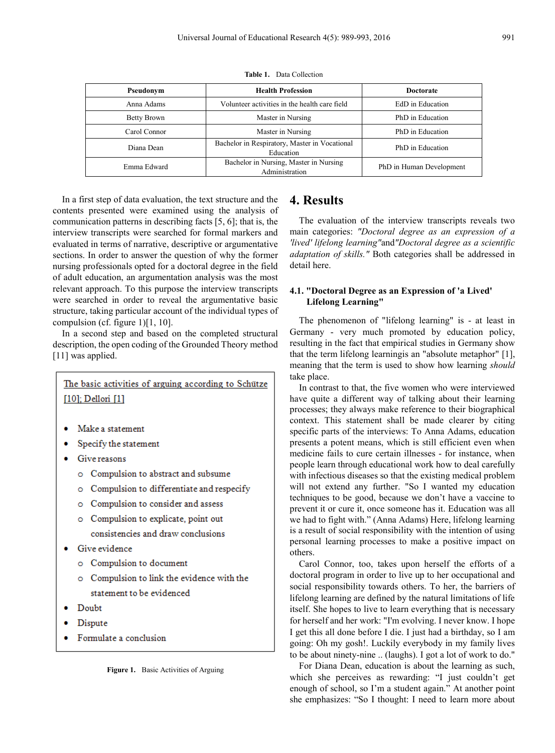**Table 1.** Data Collection

| Pseudonym | Health Profession | Doctorate |
|---|---|---|
| Anna Adams | Volunteer activities in the health care field | EdD in Education |
| Betty Brown | Master in Nursing | PhD in Education |
| Carol Connor | Master in Nursing | PhD in Education |
| Diana Dean | Bachelor in Respiratory, Master in Vocational Education | PhD in Education |
| Emma Edward | Bachelor in Nursing, Master in Nursing Administration | PhD in Human Development |

In a first step of data evaluation, the text structure and the contents presented were examined using the analysis of communication patterns in describing facts [5, 6]; that is, the interview transcripts were searched for formal markers and evaluated in terms of narrative, descriptive or argumentative sections. In order to answer the question of why the former nursing professionals opted for a doctoral degree in the field of adult education, an argumentation analysis was the most relevant approach. To this purpose the interview transcripts were searched in order to reveal the argumentative basic structure, taking particular account of the individual types of compulsion (cf. figure 1)[1, 10].

In a second step and based on the completed structural description, the open coding of the Grounded Theory method [11] was applied.

<u>The basic activities of arguing according to Schütze [10]; Dellori [1]</u>

- Make a statement
- Specify the statement
- Give reasons
  - Compulsion to abstract and subsume
  - Compulsion to differentiate and respecify
  - Compulsion to consider and assess
  - Compulsion to explicate, point out consistencies and draw conclusions
- Give evidence
  - Compulsion to document
  - Compulsion to link the evidence with the statement to be evidenced
- Doubt
- Dispute
- Formulate a conclusion

**Figure 1.** Basic Activities of Arguing

# 4. Results

The evaluation of the interview transcripts reveals two main categories: *"Doctoral degree as an expression of a 'lived' lifelong learning"*and*"Doctoral degree as a scientific adaptation of skills."* Both categories shall be addressed in detail here.

## 4.1. "Doctoral Degree as an Expression of 'a Lived' Lifelong Learning"

The phenomenon of "lifelong learning" is - at least in Germany - very much promoted by education policy, resulting in the fact that empirical studies in Germany show that the term lifelong learningis an "absolute metaphor" [1], meaning that the term is used to show how learning *should* take place.

In contrast to that, the five women who were interviewed have quite a different way of talking about their learning processes; they always make reference to their biographical context. This statement shall be made clearer by citing specific parts of the interviews: To Anna Adams, education presents a potent means, which is still efficient even when medicine fails to cure certain illnesses - for instance, when people learn through educational work how to deal carefully with infectious diseases so that the existing medical problem will not extend any further. "So I wanted my education techniques to be good, because we don't have a vaccine to prevent it or cure it, once someone has it. Education was all we had to fight with." (Anna Adams) Here, lifelong learning is a result of social responsibility with the intention of using personal learning processes to make a positive impact on others.

Carol Connor, too, takes upon herself the efforts of a doctoral program in order to live up to her occupational and social responsibility towards others. To her, the barriers of lifelong learning are defined by the natural limitations of life itself. She hopes to live to learn everything that is necessary for herself and her work: "I'm evolving. I never know. I hope I get this all done before I die. I just had a birthday, so I am going: Oh my gosh!. Luckily everybody in my family lives to be about ninety-nine .. (laughs). I got a lot of work to do."

For Diana Dean, education is about the learning as such, which she perceives as rewarding: "I just couldn't get enough of school, so I'm a student again." At another point she emphasizes: "So I thought: I need to learn more about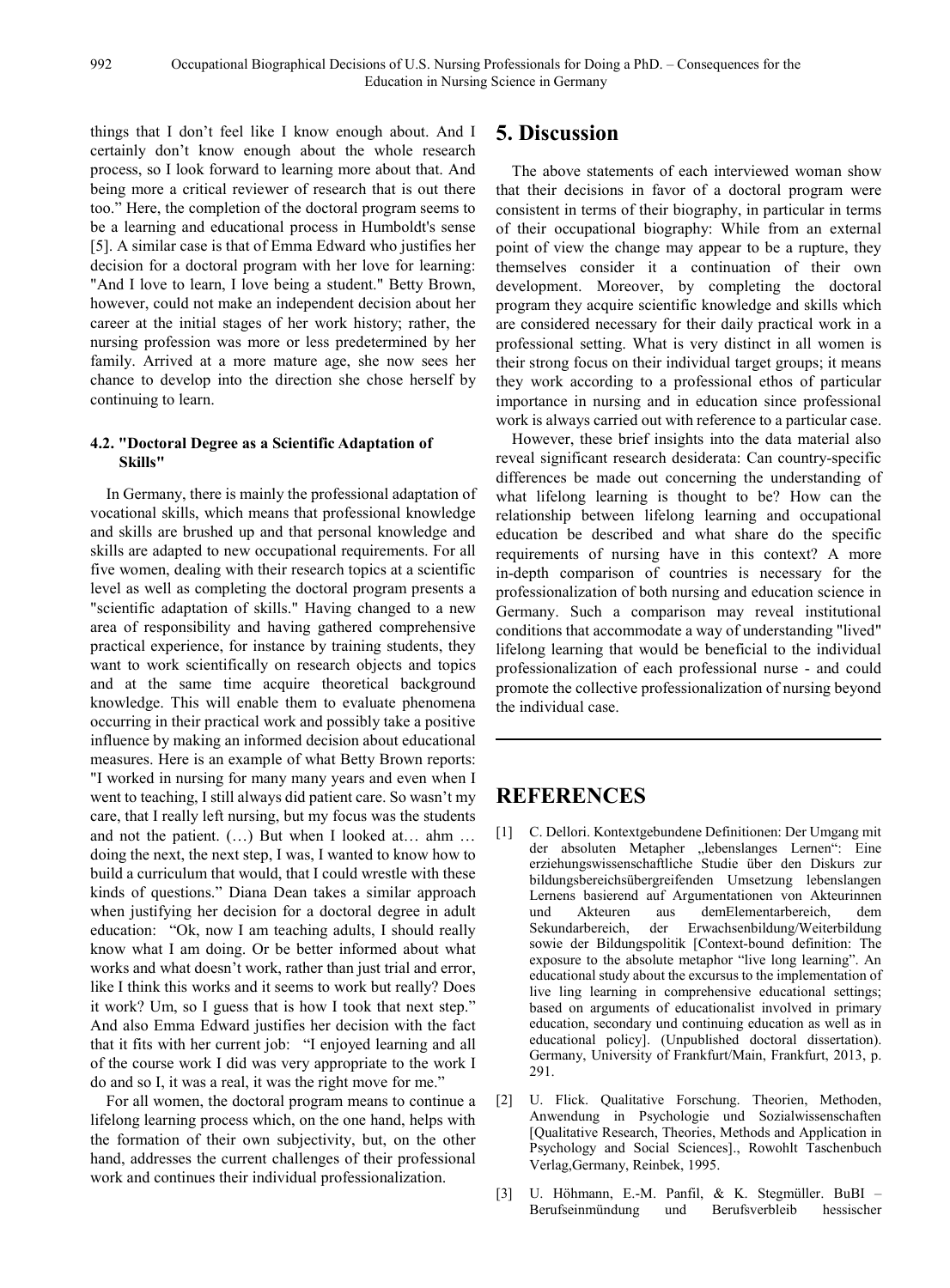things that I don't feel like I know enough about. And I certainly don't know enough about the whole research process, so I look forward to learning more about that. And being more a critical reviewer of research that is out there too." Here, the completion of the doctoral program seems to be a learning and educational process in Humboldt's sense [5]. A similar case is that of Emma Edward who justifies her decision for a doctoral program with her love for learning: "And I love to learn, I love being a student." Betty Brown, however, could not make an independent decision about her career at the initial stages of her work history; rather, the nursing profession was more or less predetermined by her family. Arrived at a more mature age, she now sees her chance to develop into the direction she chose herself by continuing to learn.

### 4.2. "Doctoral Degree as a Scientific Adaptation of Skills"

In Germany, there is mainly the professional adaptation of vocational skills, which means that professional knowledge and skills are brushed up and that personal knowledge and skills are adapted to new occupational requirements. For all five women, dealing with their research topics at a scientific level as well as completing the doctoral program presents a "scientific adaptation of skills." Having changed to a new area of responsibility and having gathered comprehensive practical experience, for instance by training students, they want to work scientifically on research objects and topics and at the same time acquire theoretical background knowledge. This will enable them to evaluate phenomena occurring in their practical work and possibly take a positive influence by making an informed decision about educational measures. Here is an example of what Betty Brown reports: "I worked in nursing for many many years and even when I went to teaching, I still always did patient care. So wasn't my care, that I really left nursing, but my focus was the students and not the patient. (…) But when I looked at… ahm … doing the next, the next step, I was, I wanted to know how to build a curriculum that would, that I could wrestle with these kinds of questions." Diana Dean takes a similar approach when justifying her decision for a doctoral degree in adult education: "Ok, now I am teaching adults, I should really know what I am doing. Or be better informed about what works and what doesn't work, rather than just trial and error, like I think this works and it seems to work but really? Does it work? Um, so I guess that is how I took that next step." And also Emma Edward justifies her decision with the fact that it fits with her current job: "I enjoyed learning and all of the course work I did was very appropriate to the work I do and so I, it was a real, it was the right move for me."

For all women, the doctoral program means to continue a lifelong learning process which, on the one hand, helps with the formation of their own subjectivity, but, on the other hand, addresses the current challenges of their professional work and continues their individual professionalization.

## 5. Discussion

The above statements of each interviewed woman show that their decisions in favor of a doctoral program were consistent in terms of their biography, in particular in terms of their occupational biography: While from an external point of view the change may appear to be a rupture, they themselves consider it a continuation of their own development. Moreover, by completing the doctoral program they acquire scientific knowledge and skills which are considered necessary for their daily practical work in a professional setting. What is very distinct in all women is their strong focus on their individual target groups; it means they work according to a professional ethos of particular importance in nursing and in education since professional work is always carried out with reference to a particular case.

However, these first brief insights into the data material also reveal significant research desiderata: Can country-specific differences be made out concerning the understanding of what lifelong learning is thought to be? How can the relationship between lifelong learning and occupational education be described and what share do the specific requirements of nursing have in this context? A more in-depth comparison of countries is necessary for the professionalization of both nursing and education science in Germany. Such a comparison may reveal institutional conditions that accommodate a way of understanding "lived" lifelong learning that would be beneficial to the individual professionalization of each professional nurse - and could promote the collective professionalization of nursing beyond the individual case.

## REFERENCES

[1] C. Dellori. Kontextgebundene Definitionen: Der Umgang mit der absoluten Metapher „lebenslanges Lernen": Eine erziehungswissenschaftliche Studie über den Diskurs zur bildungsbereichsübergreifenden Umsetzung lebenslangen Lernens basierend auf Argumentationen von Akteurinnen und Akteuren aus demElementarbereich, dem Sekundarbereich, der Erwachsenbildung/Weiterbildung sowie der Bildungspolitik [Context-bound definition: The exposure to the absolute metaphor "live long learning". An educational study about the excursus to the implementation of live ling learning in comprehensive educational settings; based on arguments of educationalist involved in primary education, secondary und continuing education as well as in educational policy]. (Unpublished doctoral dissertation). Germany, University of Frankfurt/Main, Frankfurt, 2013, p. 291.

[2] U. Flick. Qualitative Forschung. Theorien, Methoden, Anwendung in Psychologie und Sozialwissenschaften [Qualitative Research, Theories, Methods and Application in Psychology and Social Sciences]., Rowohlt Taschenbuch Verlag,Germany, Reinbek, 1995.

[3] U. Höhmann, E.-M. Panfil, & K. Stegmüller. BuBI – Berufseinmündung und Berufsverbleib hessischer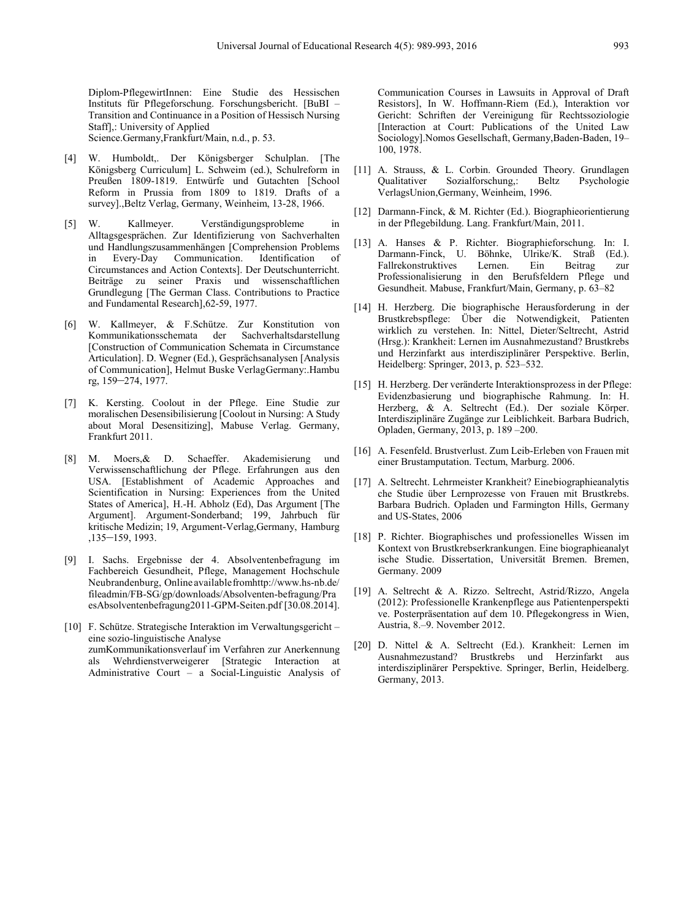Diplom-PflegewirtInnen: Eine Studie des Hessischen Instituts für Pflegeforschung. Forschungsbericht. [BuBI – Transition and Continuance in a Position of Hessisch Nursing Staff],: University of Applied Science.Germany,Frankfurt/Main, n.d., p. 53.

[4] W. Humboldt,. Der Königsberger Schulplan. [The Königsberg Curriculum] L. Schweim (ed.), Schulreform in Preußen 1809-1819. Entwürfe und Gutachten [School Reform in Prussia from 1809 to 1819. Drafts of a survey].,Beltz Verlag, Germany, Weinheim, 13-28, 1966.

[5] W. Kallmeyer. Verständigungsprobleme in Alltagsgesprächen. Zur Identifizierung von Sachverhalten und Handlungszusammenhängen [Comprehension Problems in Every-Day Communication. Identification of Circumstances and Action Contexts]. Der Deutschunterricht. Beiträge zu seiner Praxis und wissenschaftlichen Grundlegung [The German Class. Contributions to Practice and Fundamental Research],62-59, 1977.

[6] W. Kallmeyer, & F.Schütze. Zur Konstitution von Kommunikationsschemata der Sachverhaltsdarstellung [Construction of Communication Schemata in Circumstance Articulation]. D. Wegner (Ed.), Gesprächsanalysen [Analysis of Communication], Helmut Buske VerlagGermany:.Hamburg, 159–274, 1977.

[7] K. Kersting. Coolout in der Pflege. Eine Studie zur moralischen Desensibilisierung [Coolout in Nursing: A Study about Moral Desensitizing], Mabuse Verlag. Germany, Frankfurt 2011.

[8] M. Moers,& D. Schaeffer. Akademisierung und Verwissenschaftlichung der Pflege. Erfahrungen aus den USA. [Establishment of Academic Approaches and Scientification in Nursing: Experiences from the United States of America], H.-H. Abholz (Ed), Das Argument [The Argument]. Argument-Sonderband; 199, Jahrbuch für kritische Medizin; 19, Argument-Verlag,Germany, Hamburg ,135–159, 1993.

[9] I. Sachs. Ergebnisse der 4. Absolventenbefragung im Fachbereich Gesundheit, Pflege, Management Hochschule Neubrandenburg, Online available fromhttp://www.hs-nb.de/fileadmin/FB-SG/gp/downloads/Absolventen-befragung/PraesAbsolventenbefragung2011-GPM-Seiten.pdf [30.08.2014].

[10] F. Schütze. Strategische Interaktion im Verwaltungsgericht – eine sozio-linguistische Analyse zumKommunikationsverlauf im Verfahren zur Anerkennung als Wehrdienstverweigerer [Strategic Interaction at Administrative Court – a Social-Linguistic Analysis of Communication Courses in Lawsuits in Approval of Draft Resistors], In W. Hoffmann-Riem (Ed.), Interaktion vor Gericht: Schriften der Vereinigung für Rechtssoziologie [Interaction at Court: Publications of the United Law Sociology].Nomos Gesellschaft, Germany,Baden-Baden, 19–100, 1978.

[11] A. Strauss, & L. Corbin. Grounded Theory. Grundlagen Qualitativer Sozialforschung,: Beltz Psychologie VerlagsUnion,Germany, Weinheim, 1996.

[12] Darmann-Finck, & M. Richter (Ed.). Biographieorientierung in der Pflegebildung. Lang. Frankfurt/Main, 2011.

[13] A. Hanses & P. Richter. Biographieforschung. In: I. Darmann-Finck, U. Böhnke, Ulrike/K. Straß (Ed.). Fallrekonstruktives Lernen. Ein Beitrag zur Professionalisierung in den Berufsfeldern Pflege und Gesundheit. Mabuse, Frankfurt/Main, Germany, p. 63–82

[14] H. Herzberg. Die biographische Herausforderung in der Brustkrebspflege: Über die Notwendigkeit, Patienten wirklich zu verstehen. In: Nittel, Dieter/Seltrecht, Astrid (Hrsg.): Krankheit: Lernen im Ausnahmezustand? Brustkrebs und Herzinfarkt aus interdisziplinärer Perspektive. Berlin, Heidelberg: Springer, 2013, p. 523–532.

[15] H. Herzberg. Der veränderte Interaktionsprozess in der Pflege: Evidenzbasierung und biographische Rahmung. In: H. Herzberg, & A. Seltrecht (Ed.). Der soziale Körper. Interdisziplinäre Zugänge zur Leiblichkeit. Barbara Budrich, Opladen, Germany, 2013, p. 189 –200.

[16] A. Fesenfeld. Brustverlust. Zum Leib-Erleben von Frauen mit einer Brustamputation. Tectum, Marburg. 2006.

[17] A. Seltrecht. Lehrmeister Krankheit? Einebiographieanalytische Studie über Lernprozesse von Frauen mit Brustkrebs. Barbara Budrich. Opladen und Farmington Hills, Germany and US-States, 2006

[18] P. Richter. Biographisches und professionelles Wissen im Kontext von Brustkrebserkrankungen. Eine biographieanalytische Studie. Dissertation, Universität Bremen. Bremen, Germany. 2009

[19] A. Seltrecht & A. Rizzo. Seltrecht, Astrid/Rizzo, Angela (2012): Professionelle Krankenpflege aus Patientenperspektive. Posterpräsentation auf dem 10. Pflegekongress in Wien, Austria, 8.–9. November 2012.

[20] D. Nittel & A. Seltrecht (Ed.). Krankheit: Lernen im Ausnahmezustand? Brustkrebs und Herzinfarkt aus interdisziplinärer Perspektive. Springer, Berlin, Heidelberg. Germany, 2013.